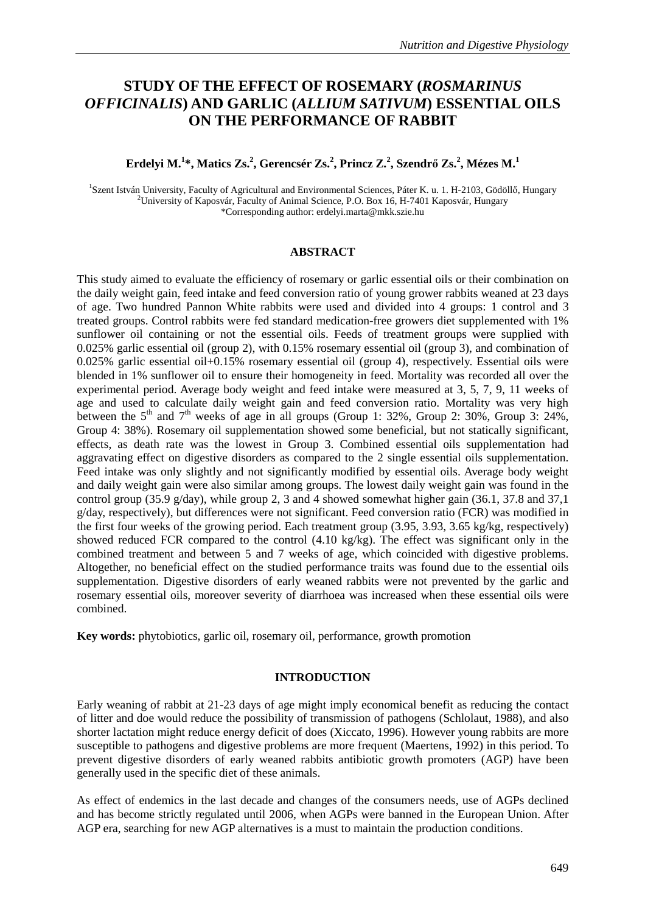# STUDY OF THE EFFECT OF ROSEMARY (*ROSMARINUS OFFICINALIS*) AND GARLIC (*ALLIUM SATIVUM*) ESSENTIAL OILS ON THE PERFORMANCE OF RABBIT

**Erdelyi M.[1]*, Matics Zs.[2], Gerencsér Zs.[2], Princz Z.[2], Szendrő Zs.[2], Mézes M.[1]**

[1]Szent István University, Faculty of Agricultural and Environmental Sciences, Páter K. u. 1. H-2103, Gödöllő, Hungary
[2]University of Kaposvár, Faculty of Animal Science, P.O. Box 16, H-7401 Kaposvár, Hungary
*Corresponding author: erdelyi.marta@mkk.szie.hu

## ABSTRACT

This study aimed to evaluate the efficiency of rosemary or garlic essential oils or their combination on the daily weight gain, feed intake and feed conversion ratio of young grower rabbits weaned at 23 days of age. Two hundred Pannon White rabbits were used and divided into 4 groups: 1 control and 3 treated groups. Control rabbits were fed standard medication-free growers diet supplemented with 1% sunflower oil containing or not the essential oils. Feeds of treatment groups were supplied with 0.025% garlic essential oil (group 2), with 0.15% rosemary essential oil (group 3), and combination of 0.025% garlic essential oil+0.15% rosemary essential oil (group 4), respectively. Essential oils were blended in 1% sunflower oil to ensure their homogeneity in feed. Mortality was recorded all over the experimental period. Average body weight and feed intake were measured at 3, 5, 7, 9, 11 weeks of age and used to calculate daily weight gain and feed conversion ratio. Mortality was very high between the 5[th] and 7[th] weeks of age in all groups (Group 1: 32%, Group 2: 30%, Group 3: 24%, Group 4: 38%). Rosemary oil supplementation showed some beneficial, but not statically significant, effects, as death rate was the lowest in Group 3. Combined essential oils supplementation had aggravating effect on digestive disorders as compared to the 2 single essential oils supplementation. Feed intake was only slightly and not significantly modified by essential oils. Average body weight and daily weight gain were also similar among groups. The lowest daily weight gain was found in the control group (35.9 g/day), while group 2, 3 and 4 showed somewhat higher gain (36.1, 37.8 and 37,1 g/day, respectively), but differences were not significant. Feed conversion ratio (FCR) was modified in the first four weeks of the growing period. Each treatment group (3.95, 3.93, 3.65 kg/kg, respectively) showed reduced FCR compared to the control (4.10 kg/kg). The effect was significant only in the combined treatment and between 5 and 7 weeks of age, which coincided with digestive problems. Altogether, no beneficial effect on the studied performance traits was found due to the essential oils supplementation. Digestive disorders of early weaned rabbits were not prevented by the garlic and rosemary essential oils, moreover severity of diarrhoea was increased when these essential oils were combined.

**Key words:** phytobiotics, garlic oil, rosemary oil, performance, growth promotion

## INTRODUCTION

Early weaning of rabbit at 21-23 days of age might imply economical benefit as reducing the contact of litter and doe would reduce the possibility of transmission of pathogens (Schlolaut, 1988), and also shorter lactation might reduce energy deficit of does (Xiccato, 1996). However young rabbits are more susceptible to pathogens and digestive problems are more frequent (Maertens, 1992) in this period. To prevent digestive disorders of early weaned rabbits antibiotic growth promoters (AGP) have been generally used in the specific diet of these animals.

As effect of endemics in the last decade and changes of the consumers needs, use of AGPs declined and has become strictly regulated until 2006, when AGPs were banned in the European Union. After AGP era, searching for new AGP alternatives is a must to maintain the production conditions.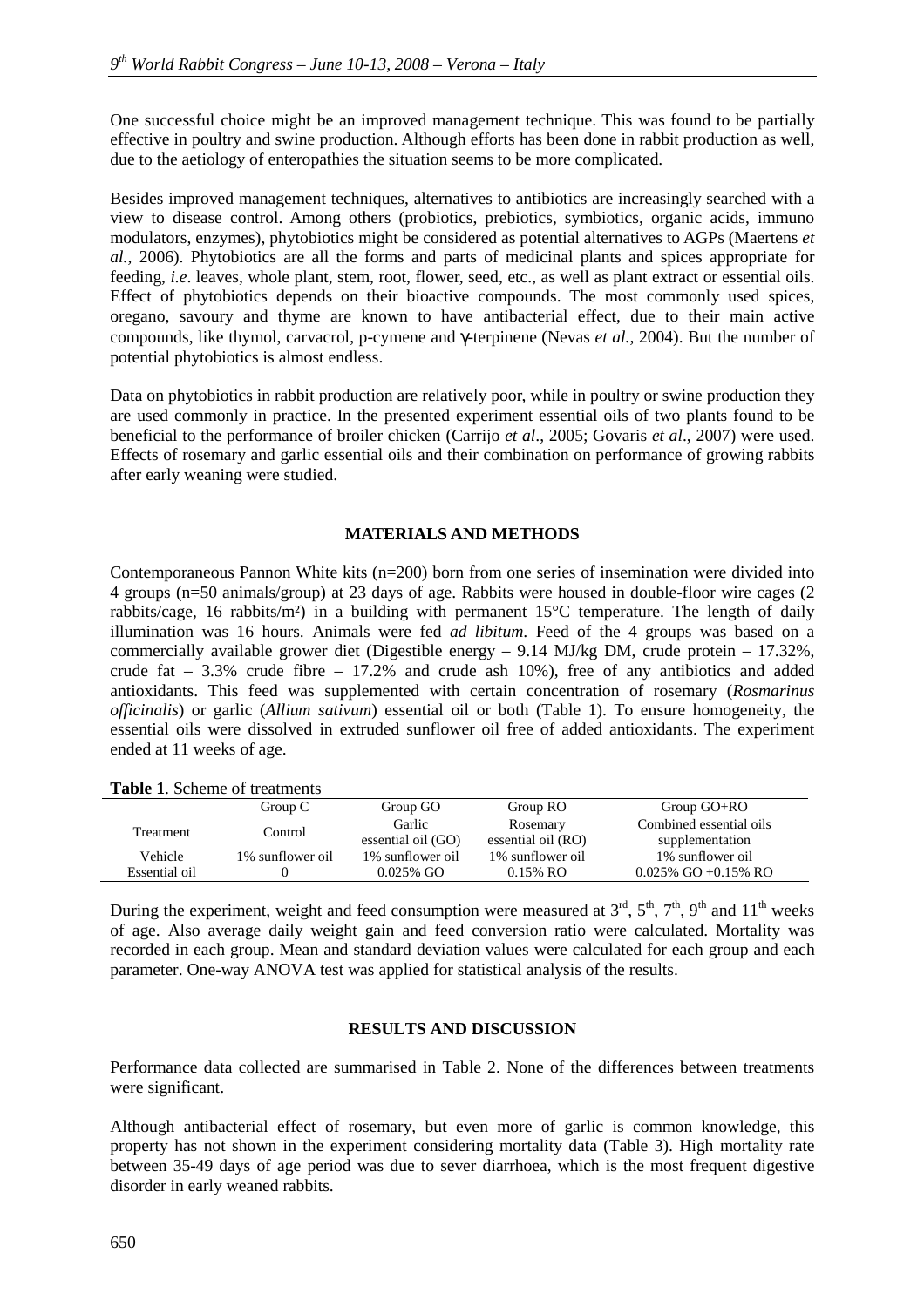One successful choice might be an improved management technique. This was found to be partially effective in poultry and swine production. Although efforts has been done in rabbit production as well, due to the aetiology of enteropathies the situation seems to be more complicated.

Besides improved management techniques, alternatives to antibiotics are increasingly searched with a view to disease control. Among others (probiotics, prebiotics, symbiotics, organic acids, immuno modulators, enzymes), phytobiotics might be considered as potential alternatives to AGPs (Maertens *et al.,* 2006). Phytobiotics are all the forms and parts of medicinal plants and spices appropriate for feeding, *i.e*. leaves, whole plant, stem, root, flower, seed, etc., as well as plant extract or essential oils. Effect of phytobiotics depends on their bioactive compounds. The most commonly used spices, oregano, savoury and thyme are known to have antibacterial effect, due to their main active compounds, like thymol, carvacrol, p-cymene and γ-terpinene (Nevas *et al.,* 2004). But the number of potential phytobiotics is almost endless.

Data on phytobiotics in rabbit production are relatively poor, while in poultry or swine production they are used commonly in practice. In the presented experiment essential oils of two plants found to be beneficial to the performance of broiler chicken (Carrijo *et al*., 2005; Govaris *et al*., 2007) were used. Effects of rosemary and garlic essential oils and their combination on performance of growing rabbits after early weaning were studied.

## MATERIALS AND METHODS

Contemporaneous Pannon White kits (n=200) born from one series of insemination were divided into 4 groups (n=50 animals/group) at 23 days of age. Rabbits were housed in double-floor wire cages (2 rabbits/cage, 16 rabbits/m²) in a building with permanent 15°C temperature. The length of daily illumination was 16 hours. Animals were fed *ad libitum*. Feed of the 4 groups was based on a commercially available grower diet (Digestible energy – 9.14 MJ/kg DM, crude protein – 17.32%, crude fat – 3.3% crude fibre – 17.2% and crude ash 10%), free of any antibiotics and added antioxidants. This feed was supplemented with certain concentration of rosemary (*Rosmarinus officinalis*) or garlic (*Allium sativum*) essential oil or both (Table 1). To ensure homogeneity, the essential oils were dissolved in extruded sunflower oil free of added antioxidants. The experiment ended at 11 weeks of age.

**Table 1**. Scheme of treatments

| | Group C | Group GO | Group RO | Group GO+RO |
|---|---|---|---|---|
| Treatment | Control | Garlic essential oil (GO) | Rosemary essential oil (RO) | Combined essential oils supplementation |
| Vehicle | 1% sunflower oil | 1% sunflower oil | 1% sunflower oil | 1% sunflower oil |
| Essential oil | 0 | 0.025% GO | 0.15% RO | 0.025% GO +0.15% RO |

During the experiment, weight and feed consumption were measured at 3rd, 5th, 7th, 9th and 11th weeks of age. Also average daily weight gain and feed conversion ratio were calculated. Mortality was recorded in each group. Mean and standard deviation values were calculated for each group and each parameter. One-way ANOVA test was applied for statistical analysis of the results.

## RESULTS AND DISCUSSION

Performance data collected are summarised in Table 2. None of the differences between treatments were significant.

Although antibacterial effect of rosemary, but even more of garlic is common knowledge, this property has not shown in the experiment considering mortality data (Table 3). High mortality rate between 35-49 days of age period was due to sever diarrhoea, which is the most frequent digestive disorder in early weaned rabbits.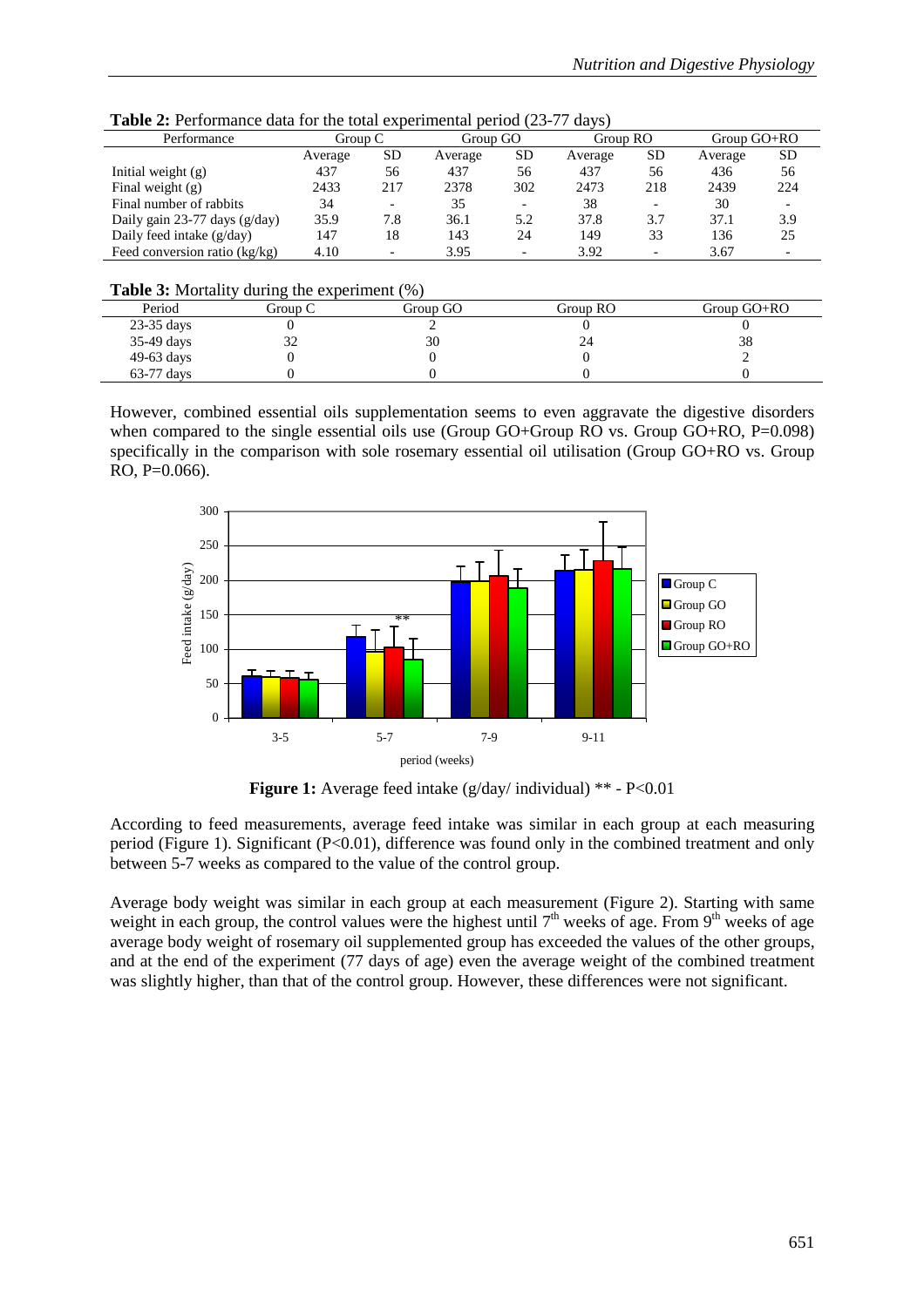**Table 2:** Performance data for the total experimental period (23-77 days)

| Performance | Group C | | Group GO | | Group RO | | Group GO+RO | |
|---|---|---|---|---|---|---|---|---|
| | Average | SD | Average | SD | Average | SD | Average | SD |
| Initial weight (g) | 437 | 56 | 437 | 56 | 437 | 56 | 436 | 56 |
| Final weight (g) | 2433 | 217 | 2378 | 302 | 2473 | 218 | 2439 | 224 |
| Final number of rabbits | 34 | - | 35 | - | 38 | - | 30 | - |
| Daily gain 23-77 days (g/day) | 35.9 | 7.8 | 36.1 | 5.2 | 37.8 | 3.7 | 37.1 | 3.9 |
| Daily feed intake (g/day) | 147 | 18 | 143 | 24 | 149 | 33 | 136 | 25 |
| Feed conversion ratio (kg/kg) | 4.10 | - | 3.95 | - | 3.92 | - | 3.67 | - |

**Table 3:** Mortality during the experiment (%)

| Period | Group C | Group GO | Group RO | Group GO+RO |
|---|---|---|---|---|
| 23-35 days | 0 | 2 | 0 | 0 |
| 35-49 days | 32 | 30 | 24 | 38 |
| 49-63 days | 0 | 0 | 0 | 2 |
| 63-77 days | 0 | 0 | 0 | 0 |

However, combined essential oils supplementation seems to even aggravate the digestive disorders when compared to the single essential oils use (Group GO+Group RO vs. Group GO+RO, P=0.098) specifically in the comparison with sole rosemary essential oil utilisation (Group GO+RO vs. Group RO, P=0.066).

**Figure 1:** Average feed intake (g/day/ individual) ** - P<0.01

According to feed measurements, average feed intake was similar in each group at each measuring period (Figure 1). Significant (P<0.01), difference was found only in the combined treatment and only between 5-7 weeks as compared to the value of the control group.

Average body weight was similar in each group at each measurement (Figure 2). Starting with same weight in each group, the control values were the highest until 7[th] weeks of age. From 9[th] weeks of age average body weight of rosemary oil supplemented group has exceeded the values of the other groups, and at the end of the experiment (77 days of age) even the average weight of the combined treatment was slightly higher, than that of the control group. However, these differences were not significant.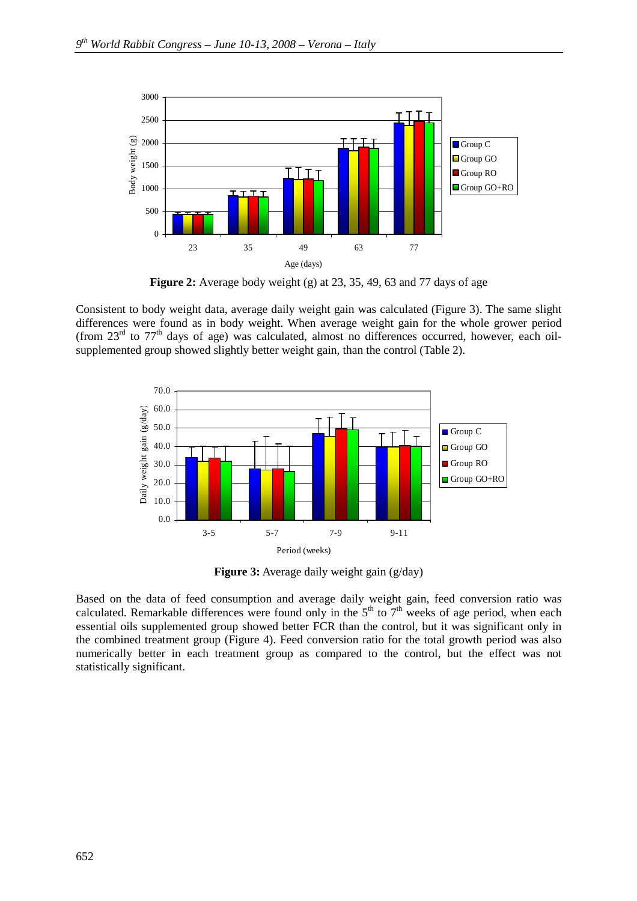**Figure 2:** Average body weight (g) at 23, 35, 49, 63 and 77 days of age

Consistent to body weight data, average daily weight gain was calculated (Figure 3). The same slight differences were found as in body weight. When average weight gain for the whole grower period (from 23[rd] to 77[th] days of age) was calculated, almost no differences occurred, however, each oil-supplemented group showed slightly better weight gain, than the control (Table 2).

**Figure 3:** Average daily weight gain (g/day)

Based on the data of feed consumption and average daily weight gain, feed conversion ratio was calculated. Remarkable differences were found only in the 5[th] to 7[th] weeks of age period, when each essential oils supplemented group showed better FCR than the control, but it was significant only in the combined treatment group (Figure 4). Feed conversion ratio for the total growth period was also numerically better in each treatment group as compared to the control, but the effect was not statistically significant.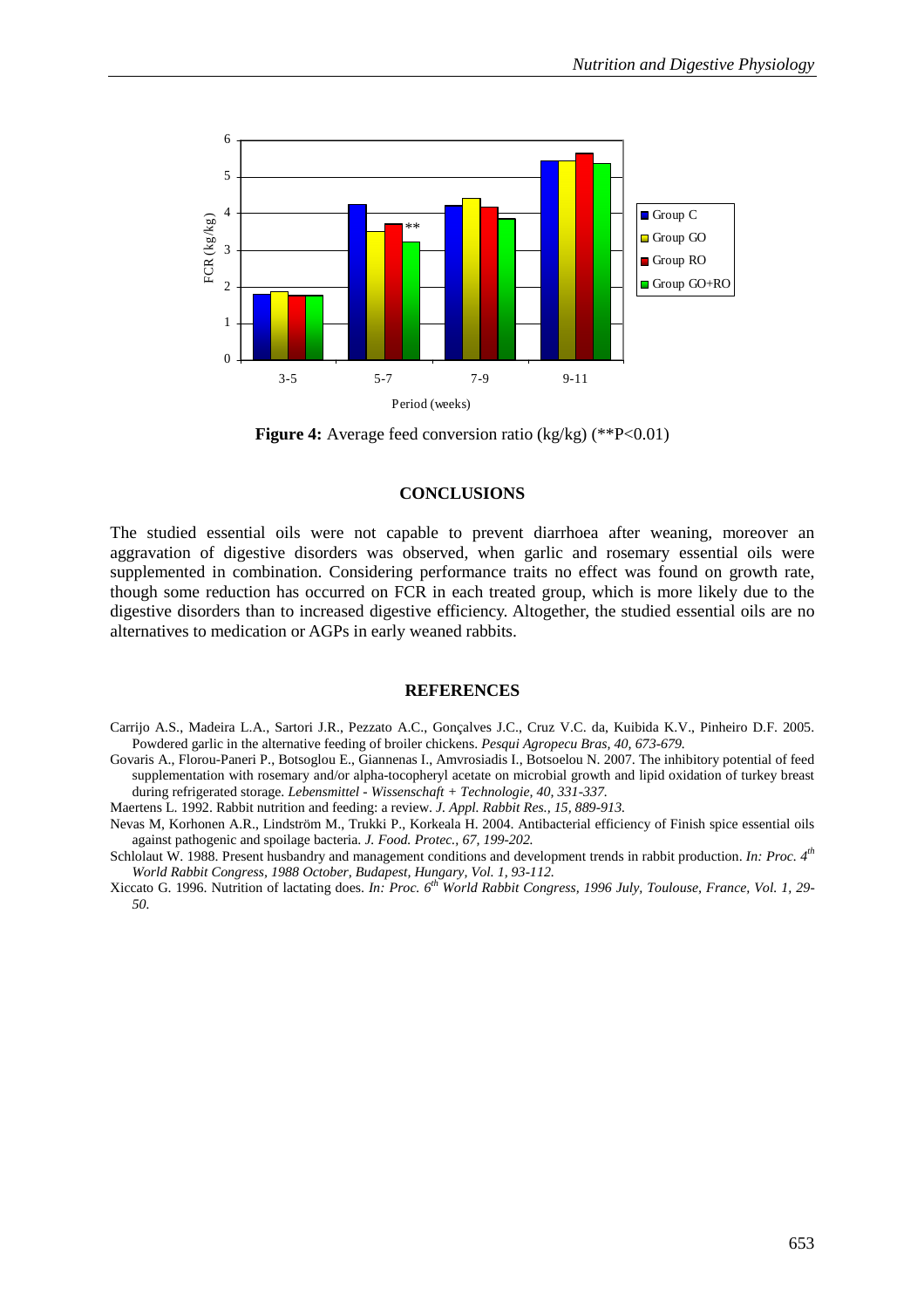6
5
4
3
2
1
0

FCR (kg/kg)

**

3-5
5-7
7-9
9-11

Period (weeks)

Group C
Group GO
Group RO
Group GO+RO

**Figure 4:** Average feed conversion ratio (kg/kg) (**P<0.01)

## CONCLUSIONS

The studied essential oils were not capable to prevent diarrhoea after weaning, moreover an aggravation of digestive disorders was observed, when garlic and rosemary essential oils were supplemented in combination. Considering performance traits no effect was found on growth rate, though some reduction has occurred on FCR in each treated group, which is more likely due to the digestive disorders than to increased digestive efficiency. Altogether, the studied essential oils are no alternatives to medication or AGPs in early weaned rabbits.

## REFERENCES

Carrijo A.S., Madeira L.A., Sartori J.R., Pezzato A.C., Gonçalves J.C., Cruz V.C. da, Kuibida K.V., Pinheiro D.F. 2005. Powdered garlic in the alternative feeding of broiler chickens. *Pesqui Agropecu Bras, 40, 673-679.*

Govaris A., Florou-Paneri P., Botsoglou E., Giannenas I., Amvrosiadis I., Botsoelou N. 2007. The inhibitory potential of feed supplementation with rosemary and/or alpha-tocopheryl acetate on microbial growth and lipid oxidation of turkey breast during refrigerated storage. *Lebensmittel - Wissenschaft + Technologie, 40, 331-337.*

Maertens L. 1992. Rabbit nutrition and feeding: a review. *J. Appl. Rabbit Res., 15, 889-913.*

Nevas M, Korhonen A.R., Lindström M., Trukki P., Korkeala H. 2004. Antibacterial efficiency of Finish spice essential oils against pathogenic and spoilage bacteria. *J. Food. Protec., 67, 199-202.*

Schlolaut W. 1988. Present husbandry and management conditions and development trends in rabbit production. *In: Proc. 4th World Rabbit Congress, 1988 October, Budapest, Hungary, Vol. 1, 93-112.*

Xiccato G. 1996. Nutrition of lactating does. *In: Proc. 6th World Rabbit Congress, 1996 July, Toulouse, France, Vol. 1, 29-50.*